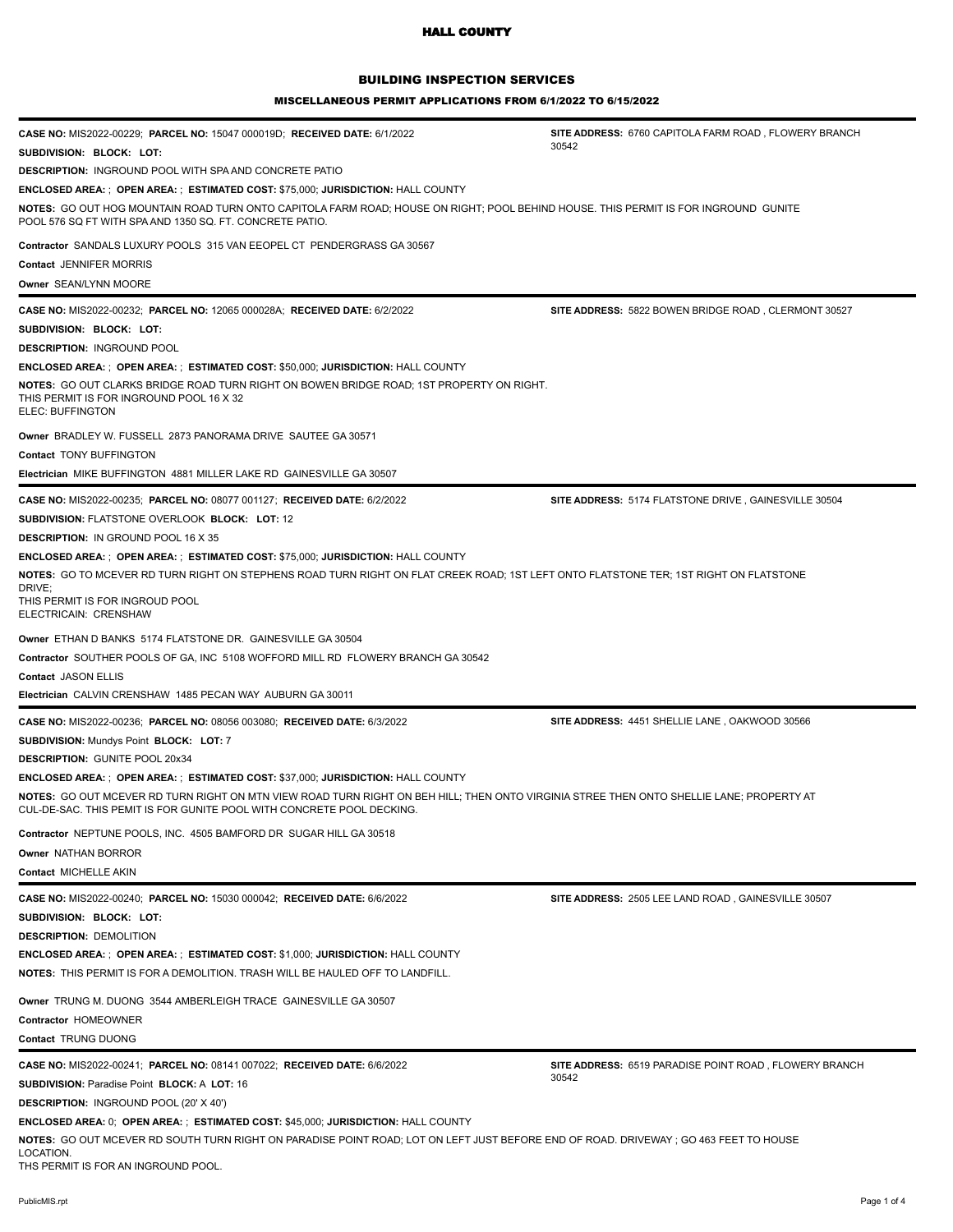# HALL COUNTY

## BUILDING INSPECTION SERVICES

### MISCELLANEOUS PERMIT APPLICATIONS FROM 6/1/2022 TO 6/15/2022

---

**CASE NO:** MIS2022-00229; **PARCEL NO:** 15047 000019D; **RECEIVED DATE:** 6/1/2022
**SITE ADDRESS:** 6760 CAPITOLA FARM ROAD , FLOWERY BRANCH 30542

**SUBDIVISION: BLOCK: LOT:**

**DESCRIPTION:** INGROUND POOL WITH SPA AND CONCRETE PATIO

**ENCLOSED AREA:** ; **OPEN AREA:** ; **ESTIMATED COST:** $75,000; **JURISDICTION:** HALL COUNTY

**NOTES:** GO OUT HOG MOUNTAIN ROAD TURN ONTO CAPITOLA FARM ROAD; HOUSE ON RIGHT; POOL BEHIND HOUSE. THIS PERMIT IS FOR INGROUND GUNITE POOL 576 SQ FT WITH SPA AND 1350 SQ. FT. CONCRETE PATIO.

**Contractor** SANDALS LUXURY POOLS 315 VAN EEOPEL CT PENDERGRASS GA 30567

**Contact** JENNIFER MORRIS

**Owner** SEAN/LYNN MOORE

---

**CASE NO:** MIS2022-00232; **PARCEL NO:** 12065 000028A; **RECEIVED DATE:** 6/2/2022
**SITE ADDRESS:** 5822 BOWEN BRIDGE ROAD , CLERMONT 30527

**SUBDIVISION: BLOCK: LOT:**

**DESCRIPTION:** INGROUND POOL

**ENCLOSED AREA:** ; **OPEN AREA:** ; **ESTIMATED COST:** $50,000; **JURISDICTION:** HALL COUNTY

**NOTES:** GO OUT CLARKS BRIDGE ROAD TURN RIGHT ON BOWEN BRIDGE ROAD; 1ST PROPERTY ON RIGHT.
THIS PERMIT IS FOR INGROUND POOL 16 X 32
ELEC: BUFFINGTON

**Owner** BRADLEY W. FUSSELL 2873 PANORAMA DRIVE SAUTEE GA 30571

**Contact** TONY BUFFINGTON

**Electrician** MIKE BUFFINGTON 4881 MILLER LAKE RD GAINESVILLE GA 30507

---

**CASE NO:** MIS2022-00235; **PARCEL NO:** 08077 001127; **RECEIVED DATE:** 6/2/2022
**SITE ADDRESS:** 5174 FLATSTONE DRIVE , GAINESVILLE 30504

**SUBDIVISION:** FLATSTONE OVERLOOK **BLOCK: LOT:** 12

**DESCRIPTION:** IN GROUND POOL 16 X 35

**ENCLOSED AREA:** ; **OPEN AREA:** ; **ESTIMATED COST:** $75,000; **JURISDICTION:** HALL COUNTY

**NOTES:** GO TO MCEVER RD TURN RIGHT ON STEPHENS ROAD TURN RIGHT ON FLAT CREEK ROAD; 1ST LEFT ONTO FLATSTONE TER; 1ST RIGHT ON FLATSTONE DRIVE;
THIS PERMIT IS FOR INGROUD POOL
ELECTRICAIN: CRENSHAW

**Owner** ETHAN D BANKS 5174 FLATSTONE DR. GAINESVILLE GA 30504

**Contractor** SOUTHER POOLS OF GA, INC 5108 WOFFORD MILL RD FLOWERY BRANCH GA 30542

**Contact** JASON ELLIS

**Electrician** CALVIN CRENSHAW 1485 PECAN WAY AUBURN GA 30011

---

**CASE NO:** MIS2022-00236; **PARCEL NO:** 08056 003080; **RECEIVED DATE:** 6/3/2022
**SITE ADDRESS:** 4451 SHELLIE LANE , OAKWOOD 30566

**SUBDIVISION:** Mundys Point **BLOCK: LOT:** 7

**DESCRIPTION:** GUNITE POOL 20x34

**ENCLOSED AREA:** ; **OPEN AREA:** ; **ESTIMATED COST:** $37,000; **JURISDICTION:** HALL COUNTY

**NOTES:** GO OUT MCEVER RD TURN RIGHT ON MTN VIEW ROAD TURN RIGHT ON BEH HILL; THEN ONTO VIRGINIA STREE THEN ONTO SHELLIE LANE; PROPERTY AT CUL-DE-SAC. THIS PEMIT IS FOR GUNITE POOL WITH CONCRETE POOL DECKING.

**Contractor** NEPTUNE POOLS, INC. 4505 BAMFORD DR SUGAR HILL GA 30518

**Owner** NATHAN BORROR

**Contact** MICHELLE AKIN

---

**CASE NO:** MIS2022-00240; **PARCEL NO:** 15030 000042; **RECEIVED DATE:** 6/6/2022
**SITE ADDRESS:** 2505 LEE LAND ROAD , GAINESVILLE 30507

**SUBDIVISION: BLOCK: LOT:**

**DESCRIPTION:** DEMOLITION

**ENCLOSED AREA:** ; **OPEN AREA:** ; **ESTIMATED COST:** $1,000; **JURISDICTION:** HALL COUNTY

**NOTES:** THIS PERMIT IS FOR A DEMOLITION. TRASH WILL BE HAULED OFF TO LANDFILL.

**Owner** TRUNG M. DUONG 3544 AMBERLEIGH TRACE GAINESVILLE GA 30507

**Contractor** HOMEOWNER

**Contact** TRUNG DUONG

---

**CASE NO:** MIS2022-00241; **PARCEL NO:** 08141 007022; **RECEIVED DATE:** 6/6/2022
**SITE ADDRESS:** 6519 PARADISE POINT ROAD , FLOWERY BRANCH 30542

**SUBDIVISION:** Paradise Point **BLOCK:** A **LOT:** 16

**DESCRIPTION:** INGROUND POOL (20' X 40')

**ENCLOSED AREA:** 0; **OPEN AREA:** ; **ESTIMATED COST:** $45,000; **JURISDICTION:** HALL COUNTY

**NOTES:** GO OUT MCEVER RD SOUTH TURN RIGHT ON PARADISE POINT ROAD; LOT ON LEFT JUST BEFORE END OF ROAD. DRIVEWAY ; GO 463 FEET TO HOUSE LOCATION.
THS PERMIT IS FOR AN INGROUND POOL.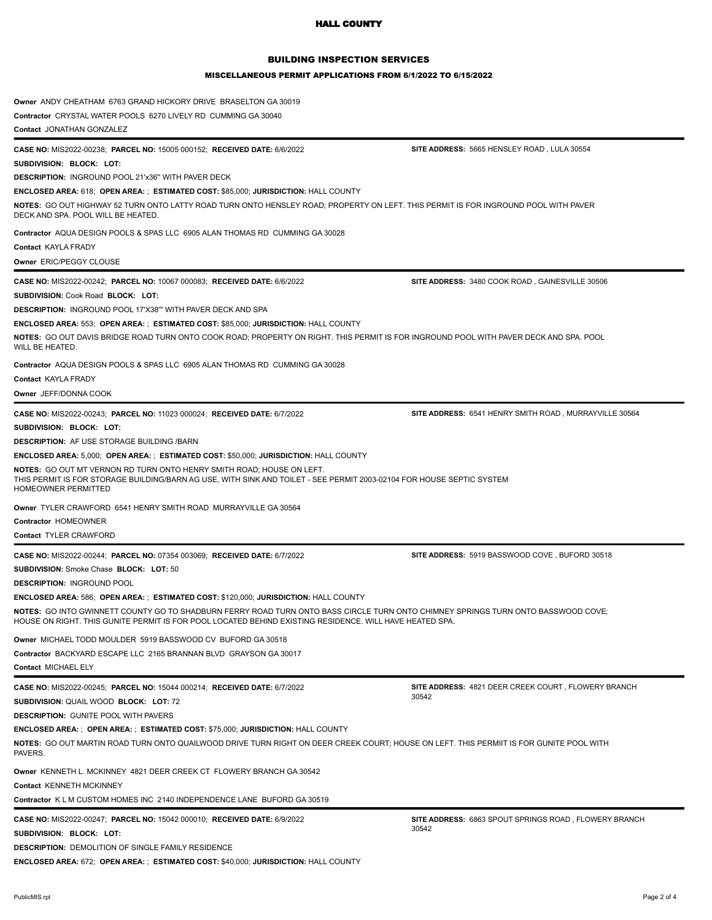# HALL COUNTY

## BUILDING INSPECTION SERVICES

### MISCELLANEOUS PERMIT APPLICATIONS FROM 6/1/2022 TO 6/15/2022

**Owner** ANDY CHEATHAM 6763 GRAND HICKORY DRIVE BRASELTON GA 30019

**Contractor** CRYSTAL WATER POOLS 6270 LIVELY RD CUMMING GA 30040

**Contact** JONATHAN GONZALEZ

---

**CASE NO:** MIS2022-00238; **PARCEL NO:** 15005 000152; **RECEIVED DATE:** 6/6/2022 **SITE ADDRESS:** 5665 HENSLEY ROAD , LULA 30554

**SUBDIVISION: BLOCK: LOT:**

**DESCRIPTION:** INGROUND POOL 21'x36'' WITH PAVER DECK

**ENCLOSED AREA:** 618; **OPEN AREA:** ; **ESTIMATED COST:** $85,000; **JURISDICTION:** HALL COUNTY

**NOTES:** GO OUT HIGHWAY 52 TURN ONTO LATTY ROAD TURN ONTO HENSLEY ROAD; PROPERTY ON LEFT. THIS PERMIT IS FOR INGROUND POOL WITH PAVER DECK AND SPA. POOL WILL BE HEATED.

**Contractor** AQUA DESIGN POOLS & SPAS LLC 6905 ALAN THOMAS RD CUMMING GA 30028

**Contact** KAYLA FRADY

**Owner** ERIC/PEGGY CLOUSE

---

**CASE NO:** MIS2022-00242; **PARCEL NO:** 10067 000083; **RECEIVED DATE:** 6/6/2022 **SITE ADDRESS:** 3480 COOK ROAD , GAINESVILLE 30506

**SUBDIVISION:** Cook Road **BLOCK: LOT:**

**DESCRIPTION:** INGROUND POOL 17'X38'" WITH PAVER DECK AND SPA

**ENCLOSED AREA:** 553; **OPEN AREA:** ; **ESTIMATED COST:** $85,000; **JURISDICTION:** HALL COUNTY

**NOTES:** GO OUT DAVIS BRIDGE ROAD TURN ONTO COOK ROAD; PROPERTY ON RIGHT. THIS PERMIT IS FOR INGROUND POOL WITH PAVER DECK AND SPA. POOL WILL BE HEATED.

**Contractor** AQUA DESIGN POOLS & SPAS LLC 6905 ALAN THOMAS RD CUMMING GA 30028

**Contact** KAYLA FRADY

**Owner** JEFF/DONNA COOK

---

**CASE NO:** MIS2022-00243; **PARCEL NO:** 11023 000024; **RECEIVED DATE:** 6/7/2022 **SITE ADDRESS:** 6541 HENRY SMITH ROAD , MURRAYVILLE 30564

**SUBDIVISION: BLOCK: LOT:**

**DESCRIPTION:** AF USE STORAGE BUILDING /BARN

**ENCLOSED AREA:** 5,000; **OPEN AREA:** ; **ESTIMATED COST:** $50,000; **JURISDICTION:** HALL COUNTY

**NOTES:** GO OUT MT VERNON RD TURN ONTO HENRY SMITH ROAD; HOUSE ON LEFT.
THIS PERMIT IS FOR STORAGE BUILDING/BARN AG USE, WITH SINK AND TOILET - SEE PERMIT 2003-02104 FOR HOUSE SEPTIC SYSTEM
HOMEOWNER PERMITTED

**Owner** TYLER CRAWFORD 6541 HENRY SMITH ROAD MURRAYVILLE GA 30564

**Contractor** HOMEOWNER

**Contact** TYLER CRAWFORD

---

**CASE NO:** MIS2022-00244; **PARCEL NO:** 07354 003069; **RECEIVED DATE:** 6/7/2022 **SITE ADDRESS:** 5919 BASSWOOD COVE , BUFORD 30518

**SUBDIVISION:** Smoke Chase **BLOCK: LOT:** 50

**DESCRIPTION:** INGROUND POOL

**ENCLOSED AREA:** 586; **OPEN AREA:** ; **ESTIMATED COST:** $120,000; **JURISDICTION:** HALL COUNTY

**NOTES:** GO INTO GWINNETT COUNTY GO TO SHADBURN FERRY ROAD TURN ONTO BASS CIRCLE TURN ONTO CHIMNEY SPRINGS TURN ONTO BASSWOOD COVE; HOUSE ON RIGHT. THIS GUNITE PERMIT IS FOR POOL LOCATED BEHIND EXISTING RESIDENCE. WILL HAVE HEATED SPA.

**Owner** MICHAEL TODD MOULDER 5919 BASSWOOD CV BUFORD GA 30518

**Contractor** BACKYARD ESCAPE LLC 2165 BRANNAN BLVD GRAYSON GA 30017

**Contact** MICHAEL ELY

---

**CASE NO:** MIS2022-00245; **PARCEL NO:** 15044 000214; **RECEIVED DATE:** 6/7/2022 **SITE ADDRESS:** 4821 DEER CREEK COURT , FLOWERY BRANCH 30542

**SUBDIVISION:** QUAIL WOOD **BLOCK: LOT:** 72

**DESCRIPTION:** GUNITE POOL WITH PAVERS

**ENCLOSED AREA:** ; **OPEN AREA:** ; **ESTIMATED COST:** $75,000; **JURISDICTION:** HALL COUNTY

**NOTES:** GO OUT MARTIN ROAD TURN ONTO QUAILWOOD DRIVE TURN RIGHT ON DEER CREEK COURT; HOUSE ON LEFT. THIS PERMIIT IS FOR GUNITE POOL WITH PAVERS.

**Owner** KENNETH L. MCKINNEY 4821 DEER CREEK CT FLOWERY BRANCH GA 30542

**Contact** KENNETH MCKINNEY

**Contractor** K L M CUSTOM HOMES INC 2140 INDEPENDENCE LANE BUFORD GA 30519

---

**CASE NO:** MIS2022-00247; **PARCEL NO:** 15042 000010; **RECEIVED DATE:** 6/9/2022 **SITE ADDRESS:** 6863 SPOUT SPRINGS ROAD , FLOWERY BRANCH 30542

**SUBDIVISION: BLOCK: LOT:**

**DESCRIPTION:** DEMOLITION OF SINGLE FAMILY RESIDENCE

**ENCLOSED AREA:** 672; **OPEN AREA:** ; **ESTIMATED COST:** $40,000; **JURISDICTION:** HALL COUNTY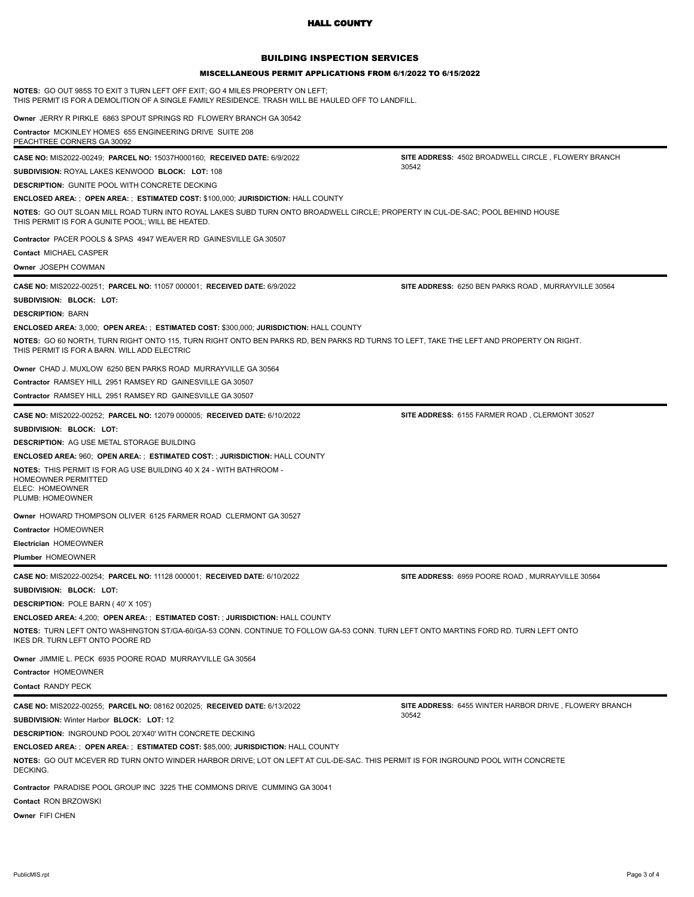# HALL COUNTY

## BUILDING INSPECTION SERVICES

### MISCELLANEOUS PERMIT APPLICATIONS FROM 6/1/2022 TO 6/15/2022

**NOTES:** GO OUT 985S TO EXIT 3 TURN LEFT OFF EXIT; GO 4 MILES PROPERTY ON LEFT;
THIS PERMIT IS FOR A DEMOLITION OF A SINGLE FAMILY RESIDENCE. TRASH WILL BE HAULED OFF TO LANDFILL.

**Owner** JERRY R PIRKLE 6863 SPOUT SPRINGS RD FLOWERY BRANCH GA 30542

**Contractor** MCKINLEY HOMES 655 ENGINEERING DRIVE SUITE 208 PEACHTREE CORNERS GA 30092

---

**CASE NO:** MIS2022-00249; **PARCEL NO:** 15037H000160; **RECEIVED DATE:** 6/9/2022

**SITE ADDRESS:** 4502 BROADWELL CIRCLE , FLOWERY BRANCH 30542

**SUBDIVISION:** ROYAL LAKES KENWOOD **BLOCK:** **LOT:** 108

**DESCRIPTION:** GUNITE POOL WITH CONCRETE DECKING

**ENCLOSED AREA:** ; **OPEN AREA:** ; **ESTIMATED COST:** $100,000; **JURISDICTION:** HALL COUNTY

**NOTES:** GO OUT SLOAN MILL ROAD TURN INTO ROYAL LAKES SUBD TURN ONTO BROADWELL CIRCLE; PROPERTY IN CUL-DE-SAC; POOL BEHIND HOUSE
THIS PERMIT IS FOR A GUNITE POOL; WILL BE HEATED.

**Contractor** PACER POOLS & SPAS 4947 WEAVER RD GAINESVILLE GA 30507

**Contact** MICHAEL CASPER

**Owner** JOSEPH COWMAN

---

**CASE NO:** MIS2022-00251; **PARCEL NO:** 11057 000001; **RECEIVED DATE:** 6/9/2022

**SITE ADDRESS:** 6250 BEN PARKS ROAD , MURRAYVILLE 30564

**SUBDIVISION:** **BLOCK:** **LOT:**

**DESCRIPTION:** BARN

**ENCLOSED AREA:** 3,000; **OPEN AREA:** ; **ESTIMATED COST:** $300,000; **JURISDICTION:** HALL COUNTY

**NOTES:** GO 60 NORTH, TURN RIGHT ONTO 115, TURN RIGHT ONTO BEN PARKS RD, BEN PARKS RD TURNS TO LEFT, TAKE THE LEFT AND PROPERTY ON RIGHT.
THIS PERMIT IS FOR A BARN. WILL ADD ELECTRIC

**Owner** CHAD J. MUXLOW 6250 BEN PARKS ROAD MURRAYVILLE GA 30564

**Contractor** RAMSEY HILL 2951 RAMSEY RD GAINESVILLE GA 30507

**Contractor** RAMSEY HILL 2951 RAMSEY RD GAINESVILLE GA 30507

---

**CASE NO:** MIS2022-00252; **PARCEL NO:** 12079 000005; **RECEIVED DATE:** 6/10/2022

**SITE ADDRESS:** 6155 FARMER ROAD , CLERMONT 30527

**SUBDIVISION:** **BLOCK:** **LOT:**

**DESCRIPTION:** AG USE METAL STORAGE BUILDING

**ENCLOSED AREA:** 960; **OPEN AREA:** ; **ESTIMATED COST:** ; **JURISDICTION:** HALL COUNTY

**NOTES:** THIS PERMIT IS FOR AG USE BUILDING 40 X 24 - WITH BATHROOM -
HOMEOWNER PERMITTED
ELEC: HOMEOWNER
PLUMB: HOMEOWNER

**Owner** HOWARD THOMPSON OLIVER 6125 FARMER ROAD CLERMONT GA 30527

**Contractor** HOMEOWNER

**Electrician** HOMEOWNER

**Plumber** HOMEOWNER

---

**CASE NO:** MIS2022-00254; **PARCEL NO:** 11128 000001; **RECEIVED DATE:** 6/10/2022

**SITE ADDRESS:** 6959 POORE ROAD , MURRAYVILLE 30564

**SUBDIVISION:** **BLOCK:** **LOT:**

**DESCRIPTION:** POLE BARN ( 40' X 105')

**ENCLOSED AREA:** 4,200; **OPEN AREA:** ; **ESTIMATED COST:** ; **JURISDICTION:** HALL COUNTY

**NOTES:** TURN LEFT ONTO WASHINGTON ST/GA-60/GA-53 CONN. CONTINUE TO FOLLOW GA-53 CONN. TURN LEFT ONTO MARTINS FORD RD. TURN LEFT ONTO IKES DR. TURN LEFT ONTO POORE RD

**Owner** JIMMIE L. PECK 6935 POORE ROAD MURRAYVILLE GA 30564

**Contractor** HOMEOWNER

**Contact** RANDY PECK

---

**CASE NO:** MIS2022-00255; **PARCEL NO:** 08162 002025; **RECEIVED DATE:** 6/13/2022

**SITE ADDRESS:** 6455 WINTER HARBOR DRIVE , FLOWERY BRANCH 30542

**SUBDIVISION:** Winter Harbor **BLOCK:** **LOT:** 12

**DESCRIPTION:** INGROUND POOL 20'X40' WITH CONCRETE DECKING

**ENCLOSED AREA:** ; **OPEN AREA:** ; **ESTIMATED COST:** $85,000; **JURISDICTION:** HALL COUNTY

**NOTES:** GO OUT MCEVER RD TURN ONTO WINDER HARBOR DRIVE; LOT ON LEFT AT CUL-DE-SAC. THIS PERMIT IS FOR INGROUND POOL WITH CONCRETE DECKING.

**Contractor** PARADISE POOL GROUP INC 3225 THE COMMONS DRIVE CUMMING GA 30041

**Contact** RON BRZOWSKI

**Owner** FIFI CHEN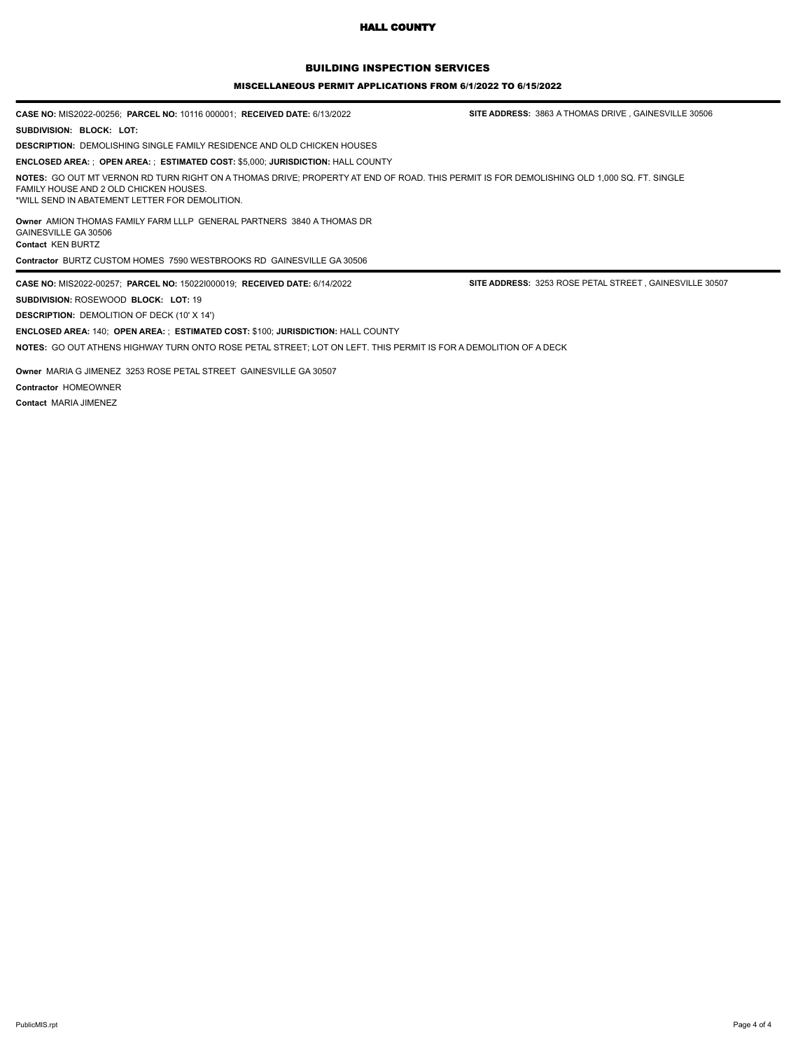# HALL COUNTY

## BUILDING INSPECTION SERVICES

### MISCELLANEOUS PERMIT APPLICATIONS FROM 6/1/2022 TO 6/15/2022

---

**CASE NO:** MIS2022-00256; **PARCEL NO:** 10116 000001; **RECEIVED DATE:** 6/13/2022 **SITE ADDRESS:** 3863 A THOMAS DRIVE , GAINESVILLE 30506

**SUBDIVISION: BLOCK: LOT:**

**DESCRIPTION:** DEMOLISHING SINGLE FAMILY RESIDENCE AND OLD CHICKEN HOUSES

**ENCLOSED AREA:** ; **OPEN AREA:** ; **ESTIMATED COST:** $5,000; **JURISDICTION:** HALL COUNTY

**NOTES:** GO OUT MT VERNON RD TURN RIGHT ON A THOMAS DRIVE; PROPERTY AT END OF ROAD. THIS PERMIT IS FOR DEMOLISHING OLD 1,000 SQ. FT. SINGLE FAMILY HOUSE AND 2 OLD CHICKEN HOUSES.
*WILL SEND IN ABATEMENT LETTER FOR DEMOLITION.

**Owner** AMION THOMAS FAMILY FARM LLLP GENERAL PARTNERS 3840 A THOMAS DR GAINESVILLE GA 30506

**Contact** KEN BURTZ

**Contractor** BURTZ CUSTOM HOMES 7590 WESTBROOKS RD GAINESVILLE GA 30506

---

**CASE NO:** MIS2022-00257; **PARCEL NO:** 15022I000019; **RECEIVED DATE:** 6/14/2022 **SITE ADDRESS:** 3253 ROSE PETAL STREET , GAINESVILLE 30507

**SUBDIVISION:** ROSEWOOD **BLOCK: LOT:** 19

**DESCRIPTION:** DEMOLITION OF DECK (10' X 14')

**ENCLOSED AREA:** 140; **OPEN AREA:** ; **ESTIMATED COST:** $100; **JURISDICTION:** HALL COUNTY

**NOTES:** GO OUT ATHENS HIGHWAY TURN ONTO ROSE PETAL STREET; LOT ON LEFT. THIS PERMIT IS FOR A DEMOLITION OF A DECK

**Owner** MARIA G JIMENEZ 3253 ROSE PETAL STREET GAINESVILLE GA 30507

**Contractor** HOMEOWNER

**Contact** MARIA JIMENEZ